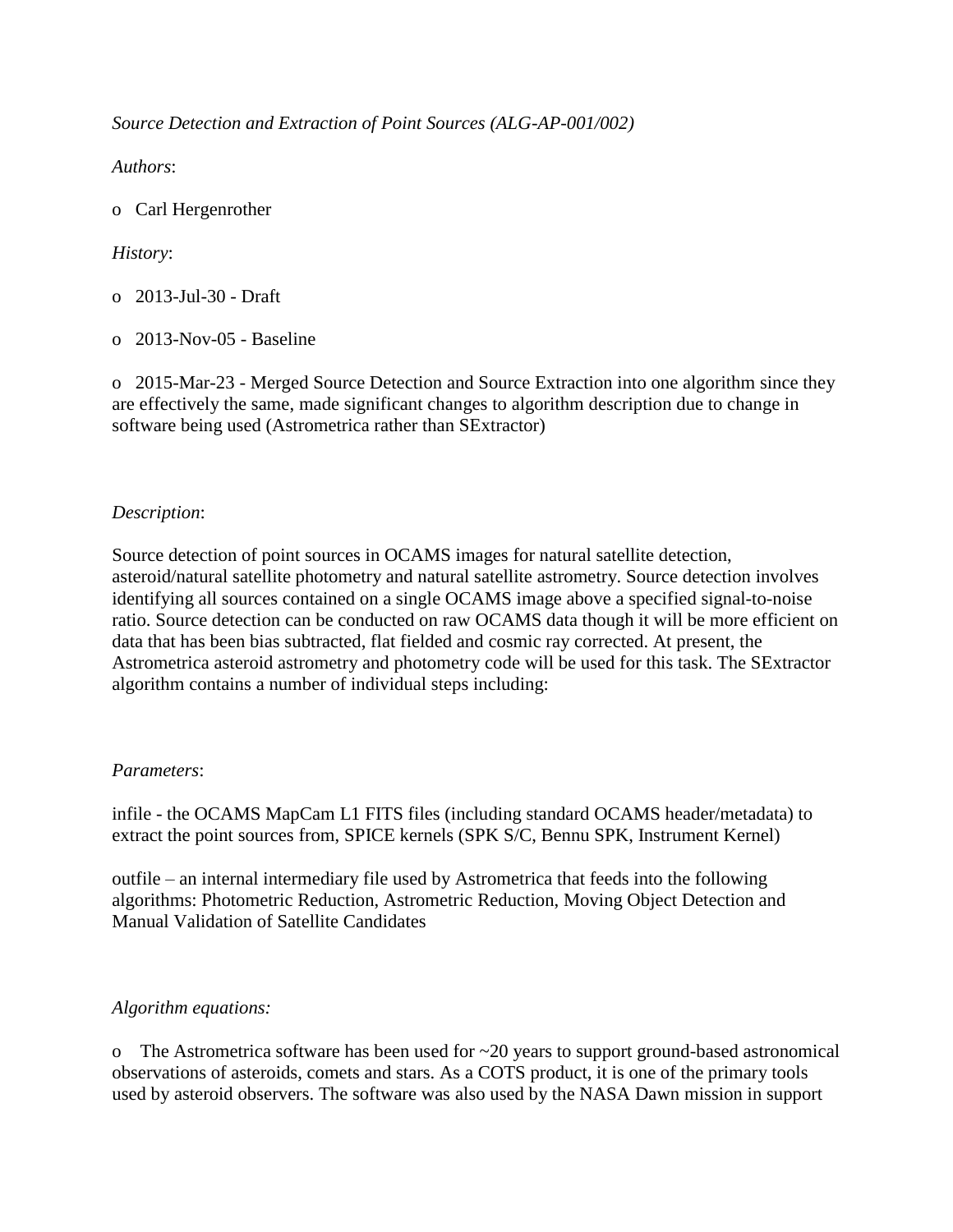*Source Detection and Extraction of Point Sources (ALG-AP-001/002)*

*Authors*:

- Carl Hergenrother

*History*:

- 2013-Jul-30 - Draft
- 2013-Nov-05 - Baseline
- 2015-Mar-23 - Merged Source Detection and Source Extraction into one algorithm since they are effectively the same, made significant changes to algorithm description due to change in software being used (Astrometrica rather than SExtractor)

*Description*:

Source detection of point sources in OCAMS images for natural satellite detection, asteroid/natural satellite photometry and natural satellite astrometry. Source detection involves identifying all sources contained on a single OCAMS image above a specified signal-to-noise ratio. Source detection can be conducted on raw OCAMS data though it will be more efficient on data that has been bias subtracted, flat fielded and cosmic ray corrected. At present, the Astrometrica asteroid astrometry and photometry code will be used for this task. The SExtractor algorithm contains a number of individual steps including:

*Parameters*:

infile - the OCAMS MapCam L1 FITS files (including standard OCAMS header/metadata) to extract the point sources from, SPICE kernels (SPK S/C, Bennu SPK, Instrument Kernel)

outfile – an internal intermediary file used by Astrometrica that feeds into the following algorithms: Photometric Reduction, Astrometric Reduction, Moving Object Detection and Manual Validation of Satellite Candidates

*Algorithm equations:*

- The Astrometrica software has been used for ~20 years to support ground-based astronomical observations of asteroids, comets and stars. As a COTS product, it is one of the primary tools used by asteroid observers. The software was also used by the NASA Dawn mission in support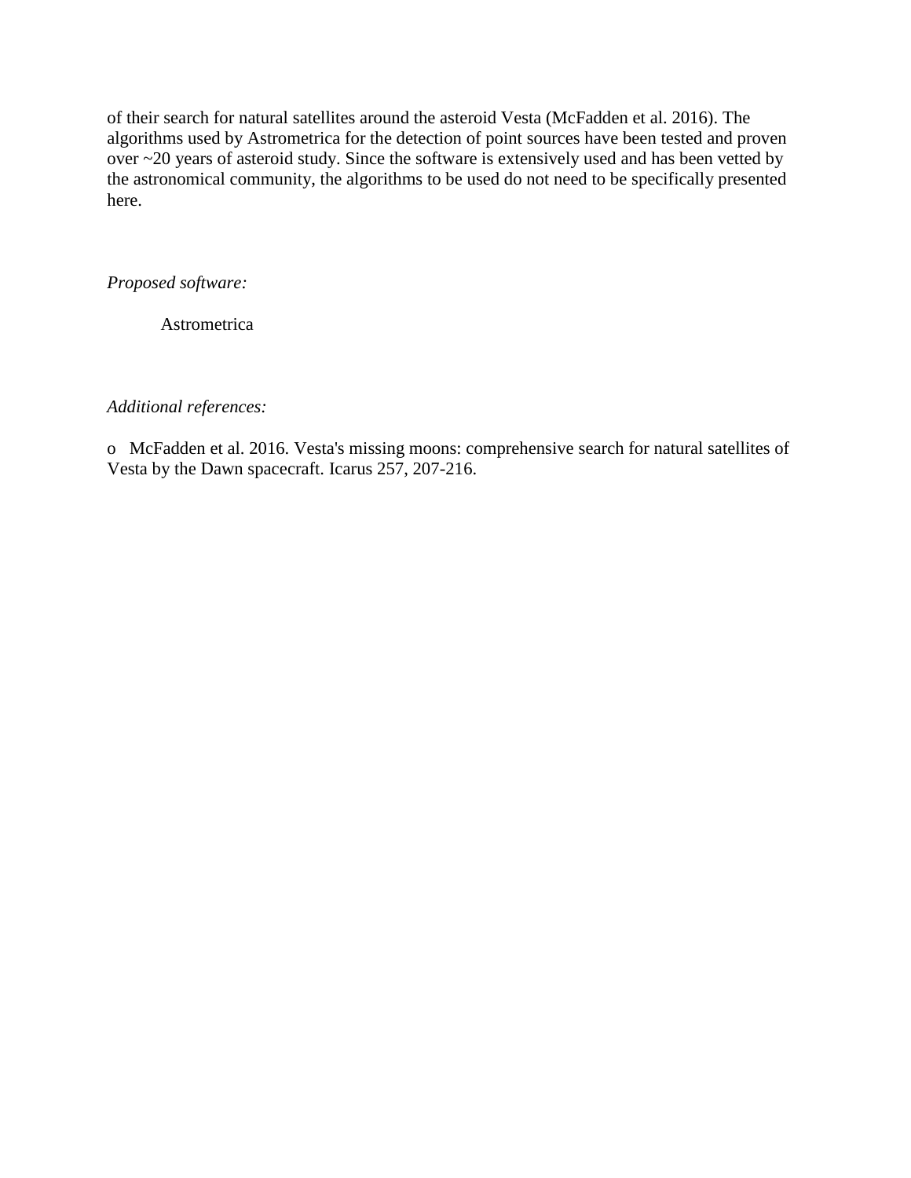of their search for natural satellites around the asteroid Vesta (McFadden et al. 2016). The algorithms used by Astrometrica for the detection of point sources have been tested and proven over ~20 years of asteroid study. Since the software is extensively used and has been vetted by the astronomical community, the algorithms to be used do not need to be specifically presented here.

*Proposed software:*

Astrometrica

*Additional references:*

- McFadden et al. 2016. Vesta's missing moons: comprehensive search for natural satellites of Vesta by the Dawn spacecraft. Icarus 257, 207-216.